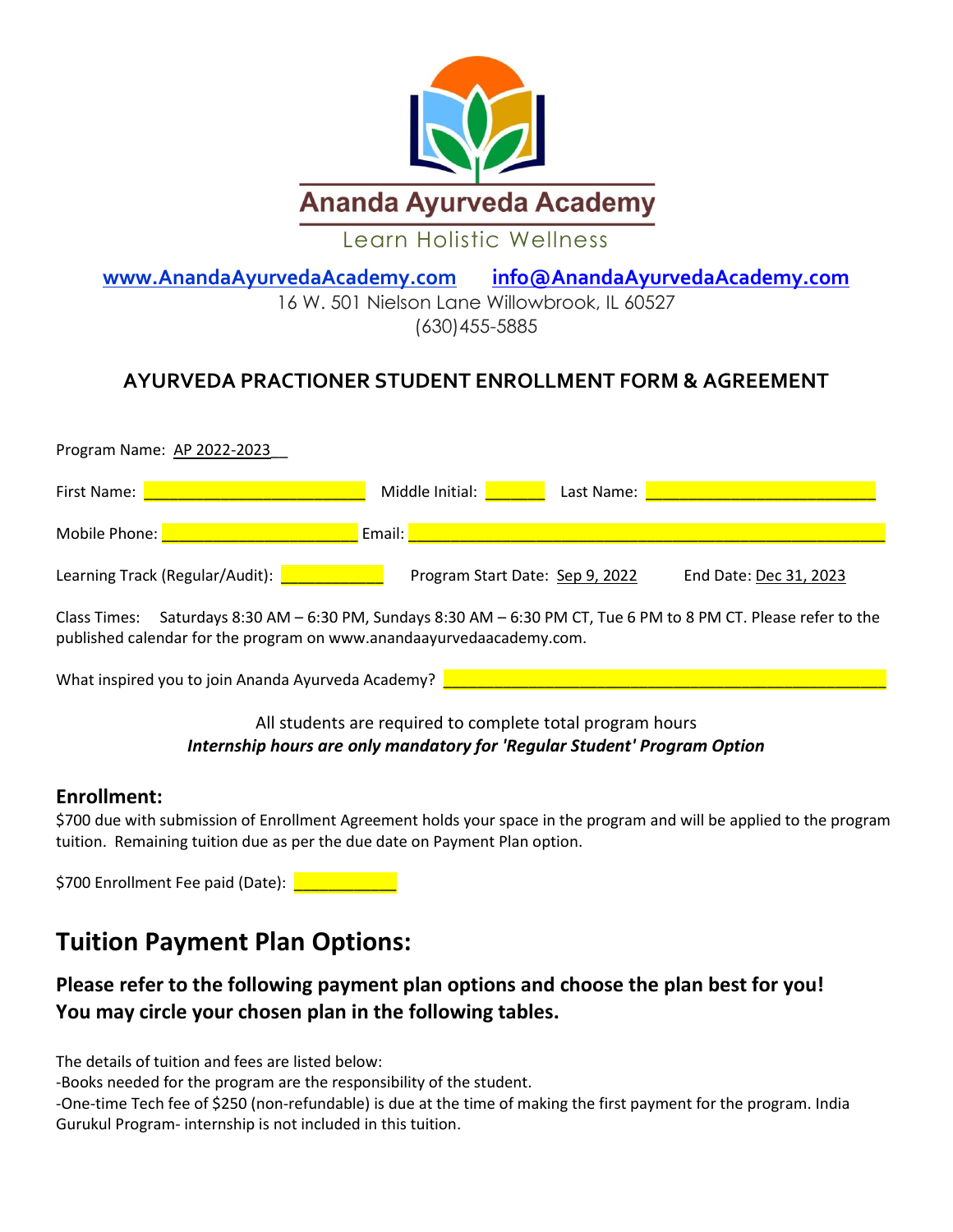# Ananda Ayurveda Academy

Learn Holistic Wellness

www.AnandaAyurvedaAcademy.com info@AnandaAyurvedaAcademy.com

16 W. 501 Nielson Lane Willowbrook, IL 60527

(630)455-5885

## AYURVEDA PRACTIONER STUDENT ENROLLMENT FORM & AGREEMENT

Program Name: AP 2022-2023__

First Name: ________________________ Middle Initial: ______ Last Name: _________________________

Mobile Phone: _____________________ Email: ____________________________________________________

Learning Track (Regular/Audit): ___________ Program Start Date: Sep 9, 2022 End Date: Dec 31, 2023

Class Times: Saturdays 8:30 AM – 6:30 PM, Sundays 8:30 AM – 6:30 PM CT, Tue 6 PM to 8 PM CT. Please refer to the published calendar for the program on www.anandaayurvedaacademy.com.

What inspired you to join Ananda Ayurveda Academy? ________________________________________________

All students are required to complete total program hours

***Internship hours are only mandatory for 'Regular Student' Program Option***

### Enrollment:

$700 due with submission of Enrollment Agreement holds your space in the program and will be applied to the program tuition. Remaining tuition due as per the due date on Payment Plan option.

$700 Enrollment Fee paid (Date): ___________

## Tuition Payment Plan Options:

### Please refer to the following payment plan options and choose the plan best for you! You may circle your chosen plan in the following tables.

The details of tuition and fees are listed below:

-Books needed for the program are the responsibility of the student.

-One-time Tech fee of $250 (non-refundable) is due at the time of making the first payment for the program. India Gurukul Program- internship is not included in this tuition.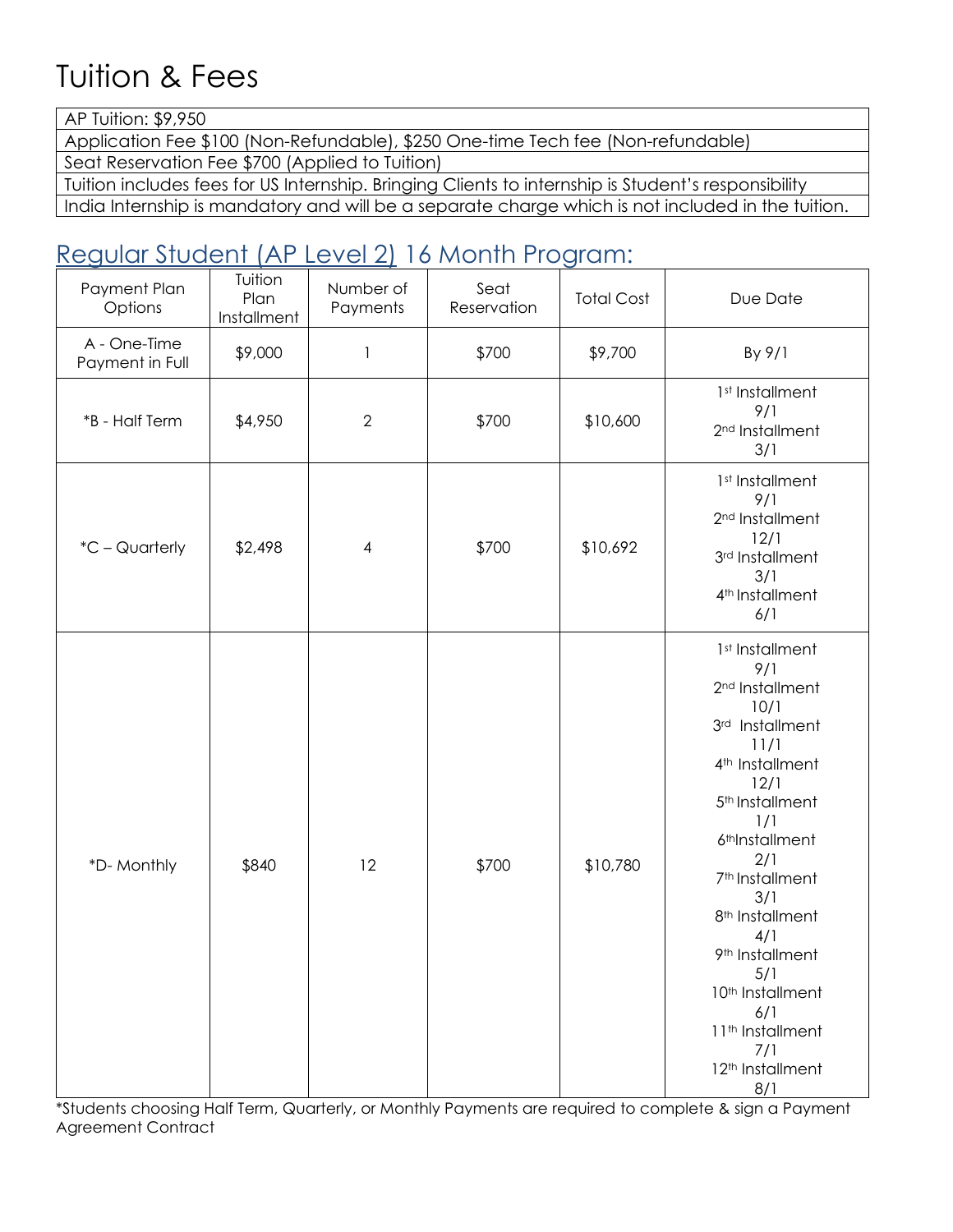# Tuition & Fees

| AP Tuition: $9,950 |
|---|
| Application Fee $100 (Non-Refundable), $250 One-time Tech fee (Non-refundable) |
| Seat Reservation Fee $700 (Applied to Tuition) |
| Tuition includes fees for US Internship. Bringing Clients to internship is Student's responsibility |
| India Internship is mandatory and will be a separate charge which is not included in the tuition. |

## Regular Student (AP Level 2) 16 Month Program:

| Payment Plan Options | Tuition Plan Installment | Number of Payments | Seat Reservation | Total Cost | Due Date |
|---|---|---|---|---|---|
| A - One-Time Payment in Full | $9,000 | 1 | $700 | $9,700 | By 9/1 |
| *B - Half Term | $4,950 | 2 | $700 | $10,600 | 1st Installment 9/1<br>2nd Installment 3/1 |
| *C – Quarterly | $2,498 | 4 | $700 | $10,692 | 1st Installment 9/1<br>2nd Installment 12/1<br>3rd Installment 3/1<br>4th Installment 6/1 |
| *D- Monthly | $840 | 12 | $700 | $10,780 | 1st Installment 9/1<br>2nd Installment 10/1<br>3rd Installment 11/1<br>4th Installment 12/1<br>5th Installment 1/1<br>6thInstallment 2/1<br>7th Installment 3/1<br>8th Installment 4/1<br>9th Installment 5/1<br>10th Installment 6/1<br>11th Installment 7/1<br>12th Installment 8/1 |

*Students choosing Half Term, Quarterly, or Monthly Payments are required to complete & sign a Payment Agreement Contract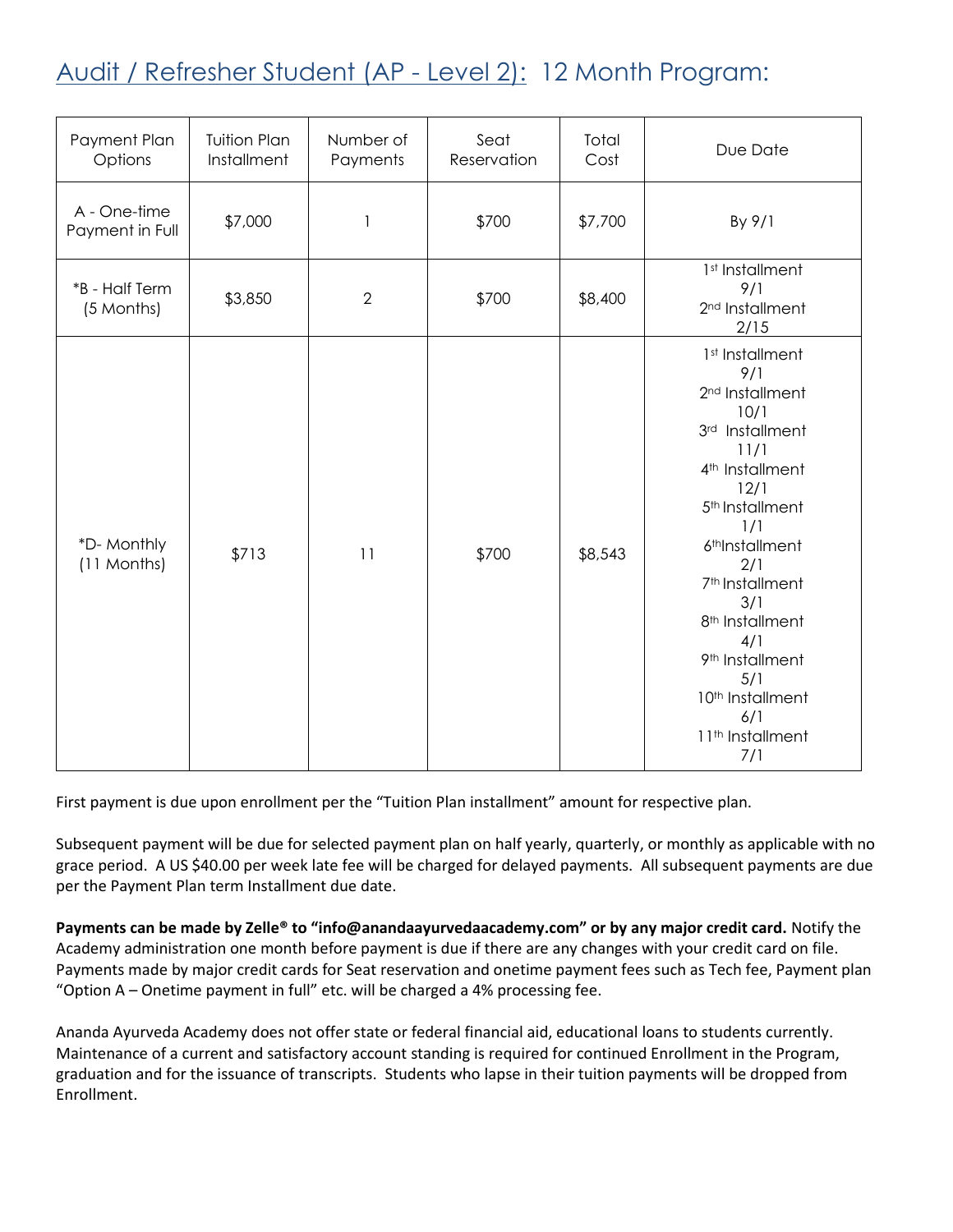## Audit / Refresher Student (AP - Level 2): 12 Month Program:

| Payment Plan Options | Tuition Plan Installment | Number of Payments | Seat Reservation | Total Cost | Due Date |
|---|---|---|---|---|---|
| A - One-time Payment in Full | $7,000 | 1 | $700 | $7,700 | By 9/1 |
| *B - Half Term (5 Months) | $3,850 | 2 | $700 | $8,400 | 1st Installment 9/1<br>2nd Installment 2/15 |
| *D- Monthly (11 Months) | $713 | 11 | $700 | $8,543 | 1st Installment 9/1<br>2nd Installment 10/1<br>3rd Installment 11/1<br>4th Installment 12/1<br>5th Installment 1/1<br>6thInstallment 2/1<br>7th Installment 3/1<br>8th Installment 4/1<br>9th Installment 5/1<br>10th Installment 6/1<br>11th Installment 7/1 |

First payment is due upon enrollment per the "Tuition Plan installment" amount for respective plan.

Subsequent payment will be due for selected payment plan on half yearly, quarterly, or monthly as applicable with no grace period. A US $40.00 per week late fee will be charged for delayed payments. All subsequent payments are due per the Payment Plan term Installment due date.

**Payments can be made by Zelle® to "info@anandaayurvedaacademy.com" or by any major credit card.** Notify the Academy administration one month before payment is due if there are any changes with your credit card on file. Payments made by major credit cards for Seat reservation and onetime payment fees such as Tech fee, Payment plan "Option A – Onetime payment in full" etc. will be charged a 4% processing fee.

Ananda Ayurveda Academy does not offer state or federal financial aid, educational loans to students currently. Maintenance of a current and satisfactory account standing is required for continued Enrollment in the Program, graduation and for the issuance of transcripts. Students who lapse in their tuition payments will be dropped from Enrollment.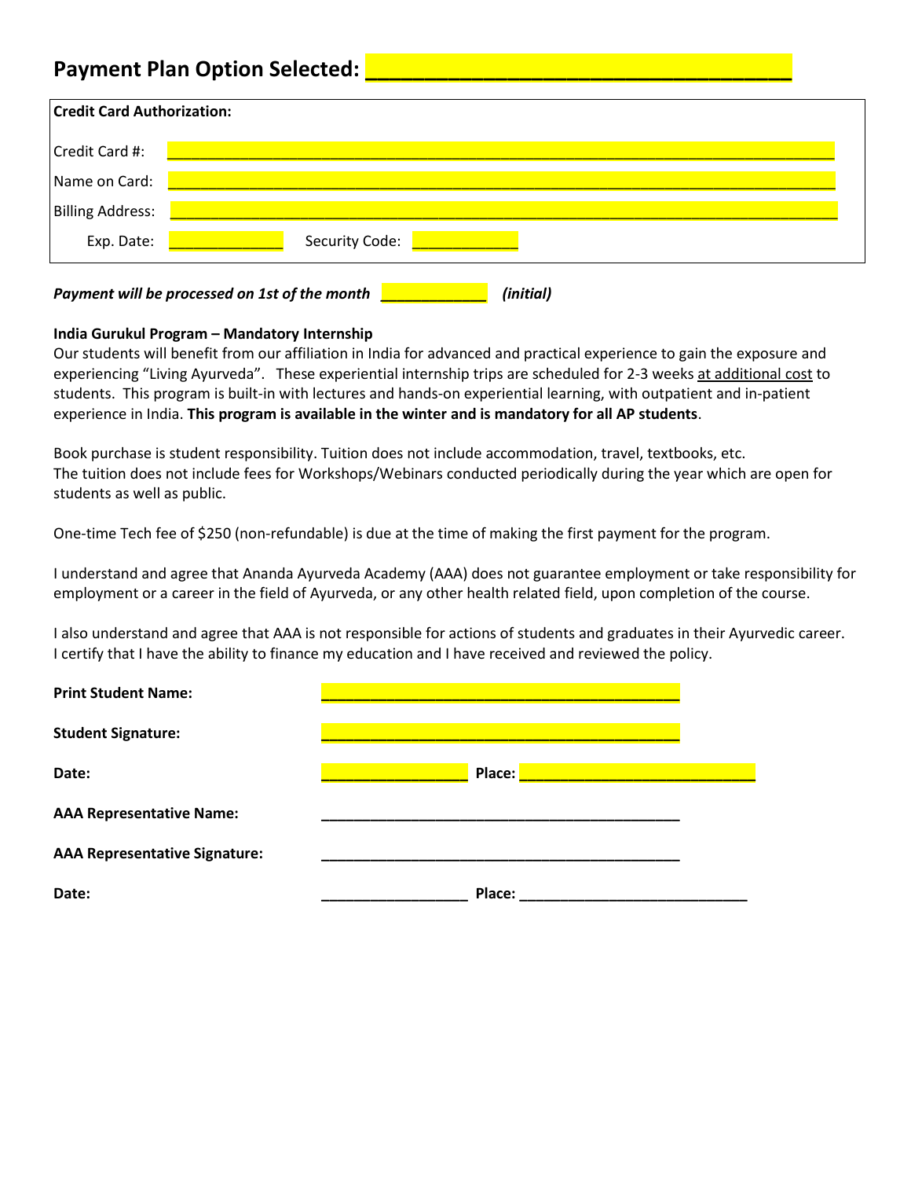## Payment Plan Option Selected: ______________________________

**Credit Card Authorization:**

Credit Card #: ______________________________________________________________

Name on Card: ______________________________________________________________

Billing Address: ______________________________________________________________

Exp. Date: ____________ Security Code: ___________

***Payment will be processed on 1st of the month*** ___________ ***(initial)***

**India Gurukul Program – Mandatory Internship**
Our students will benefit from our affiliation in India for advanced and practical experience to gain the exposure and experiencing "Living Ayurveda". These experiential internship trips are scheduled for 2-3 weeks <u>at additional cost</u> to students. This program is built-in with lectures and hands-on experiential learning, with outpatient and in-patient experience in India. **This program is available in the winter and is mandatory for all AP students**.

Book purchase is student responsibility. Tuition does not include accommodation, travel, textbooks, etc.
The tuition does not include fees for Workshops/Webinars conducted periodically during the year which are open for students as well as public.

One-time Tech fee of $250 (non-refundable) is due at the time of making the first payment for the program.

I understand and agree that Ananda Ayurveda Academy (AAA) does not guarantee employment or take responsibility for employment or a career in the field of Ayurveda, or any other health related field, upon completion of the course.

I also understand and agree that AAA is not responsible for actions of students and graduates in their Ayurvedic career. I certify that I have the ability to finance my education and I have received and reviewed the policy.

**Print Student Name:** ______________________________________

**Student Signature:** ______________________________________

**Date:** ________________ **Place:** ___________________________

**AAA Representative Name:** ______________________________________

**AAA Representative Signature:** ______________________________________

**Date:** ________________ **Place:** ___________________________